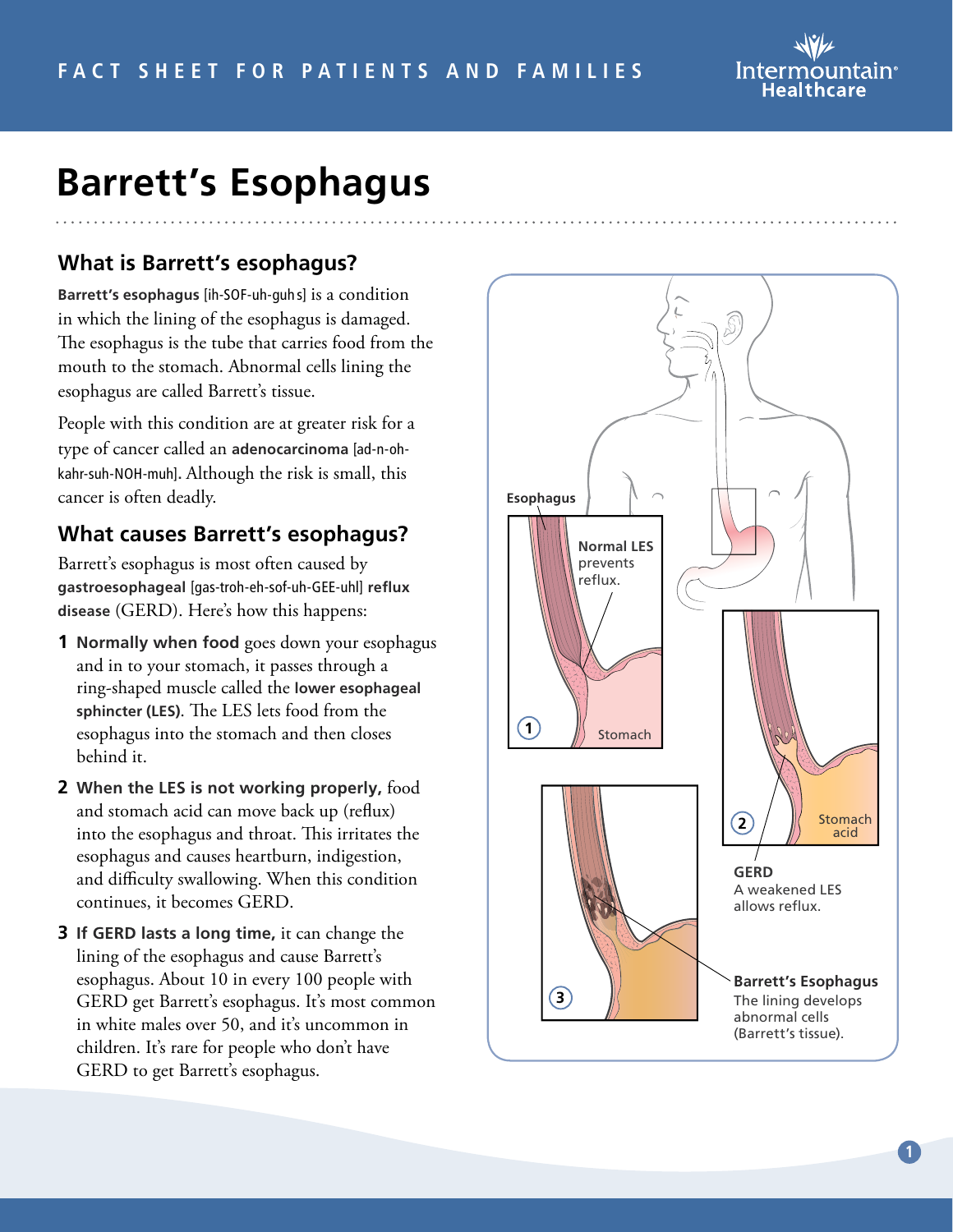FACT SHEET FOR PATIENTS AND FAMILIES

# Barrett's Esophagus

## What is Barrett's esophagus?

**Barrett's esophagus** [ih-SOF-uh-guhs] is a condition in which the lining of the esophagus is damaged. The esophagus is the tube that carries food from the mouth to the stomach. Abnormal cells lining the esophagus are called Barrett's tissue.

People with this condition are at greater risk for a type of cancer called an **adenocarcinoma** [ad-n-oh-kahr-suh-NOH-muh]. Although the risk is small, this cancer is often deadly.

## What causes Barrett's esophagus?

Barrett's esophagus is most often caused by **gastroesophageal** [gas-troh-eh-sof-uh-GEE-uhl] **reflux disease** (GERD). Here's how this happens:

1. **Normally when food** goes down your esophagus and in to your stomach, it passes through a ring-shaped muscle called the **lower esophageal sphincter (LES)**. The LES lets food from the esophagus into the stomach and then closes behind it.
2. **When the LES is not working properly,** food and stomach acid can move back up (reflux) into the esophagus and throat. This irritates the esophagus and causes heartburn, indigestion, and difficulty swallowing. When this condition continues, it becomes GERD.
3. **If GERD lasts a long time,** it can change the lining of the esophagus and cause Barrett's esophagus. About 10 in every 100 people with GERD get Barrett's esophagus. It's most common in white males over 50, and it's uncommon in children. It's rare for people who don't have GERD to get Barrett's esophagus.

Esophagus

1 — **Normal LES** prevents reflux. Stomach

2 — **GERD** A weakened LES allows reflux. Stomach acid

3 — **Barrett's Esophagus** The lining develops abnormal cells (Barrett's tissue).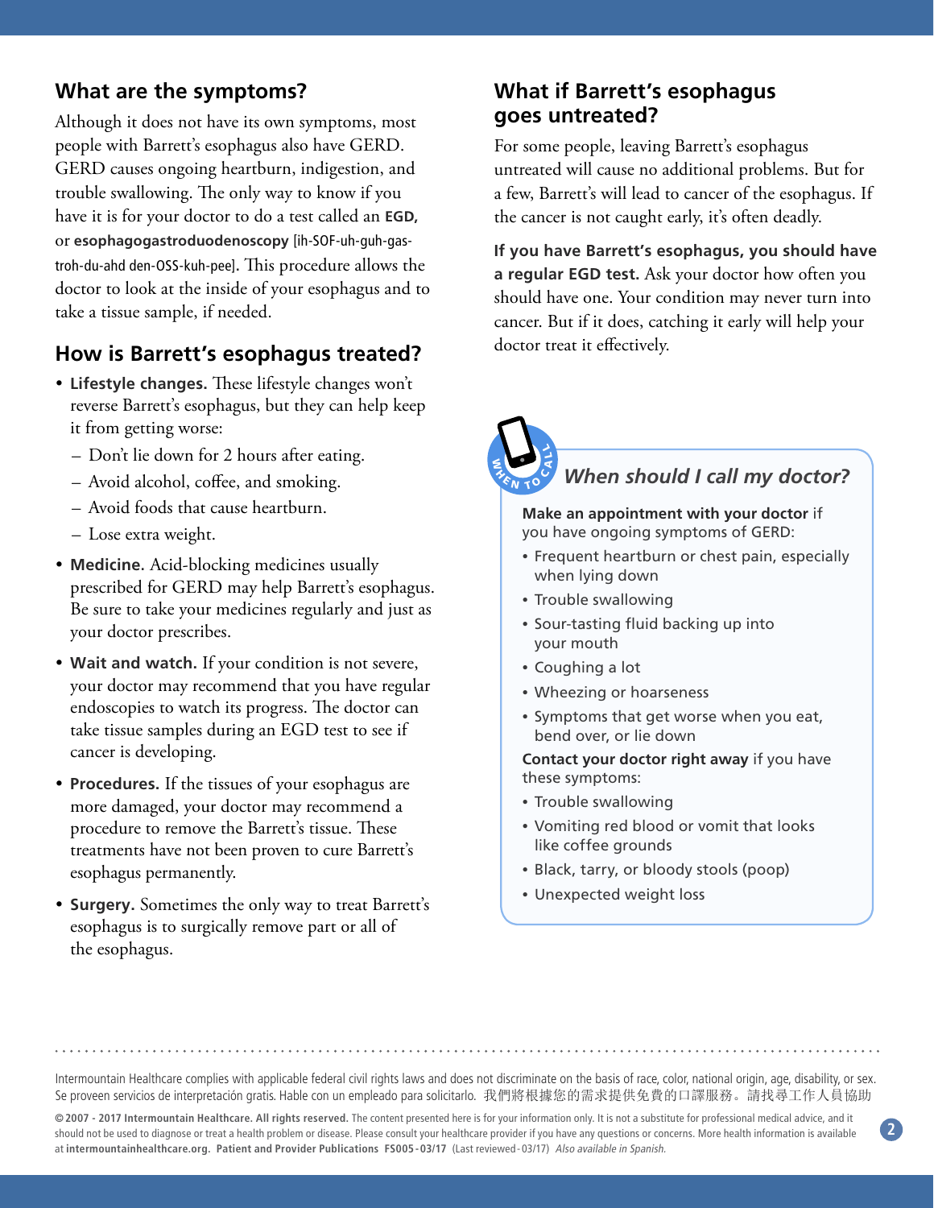## What are the symptoms?

Although it does not have its own symptoms, most people with Barrett's esophagus also have GERD. GERD causes ongoing heartburn, indigestion, and trouble swallowing. The only way to know if you have it is for your doctor to do a test called an **EGD,** or **esophagogastroduodenoscopy** [ih-SOF-uh-guh-gas-troh-du-ahd den-OSS-kuh-pee]. This procedure allows the doctor to look at the inside of your esophagus and to take a tissue sample, if needed.

## How is Barrett's esophagus treated?

- **Lifestyle changes.** These lifestyle changes won't reverse Barrett's esophagus, but they can help keep it from getting worse:
  - Don't lie down for 2 hours after eating.
  - Avoid alcohol, coffee, and smoking.
  - Avoid foods that cause heartburn.
  - Lose extra weight.
- **Medicine.** Acid-blocking medicines usually prescribed for GERD may help Barrett's esophagus. Be sure to take your medicines regularly and just as your doctor prescribes.
- **Wait and watch.** If your condition is not severe, your doctor may recommend that you have regular endoscopies to watch its progress. The doctor can take tissue samples during an EGD test to see if cancer is developing.
- **Procedures.** If the tissues of your esophagus are more damaged, your doctor may recommend a procedure to remove the Barrett's tissue. These treatments have not been proven to cure Barrett's esophagus permanently.
- **Surgery.** Sometimes the only way to treat Barrett's esophagus is to surgically remove part or all of the esophagus.

## What if Barrett's esophagus goes untreated?

For some people, leaving Barrett's esophagus untreated will cause no additional problems. But for a few, Barrett's will lead to cancer of the esophagus. If the cancer is not caught early, it's often deadly.

**If you have Barrett's esophagus, you should have a regular EGD test.** Ask your doctor how often you should have one. Your condition may never turn into cancer. But if it does, catching it early will help your doctor treat it effectively.

WHEN TO CALL

### *When should I call my doctor?*

**Make an appointment with your doctor** if you have ongoing symptoms of GERD:

- Frequent heartburn or chest pain, especially when lying down
- Trouble swallowing
- Sour-tasting fluid backing up into your mouth
- Coughing a lot
- Wheezing or hoarseness
- Symptoms that get worse when you eat, bend over, or lie down

**Contact your doctor right away** if you have these symptoms:

- Trouble swallowing
- Vomiting red blood or vomit that looks like coffee grounds
- Black, tarry, or bloody stools (poop)
- Unexpected weight loss

---

Intermountain Healthcare complies with applicable federal civil rights laws and does not discriminate on the basis of race, color, national origin, age, disability, or sex. Se proveen servicios de interpretación gratis. Hable con un empleado para solicitarlo. 我們將根據您的需求提供免費的口譯服務。請找尋工作人員協助

**© 2007 - 2017 Intermountain Healthcare. All rights reserved.** The content presented here is for your information only. It is not a substitute for professional medical advice, and it should not be used to diagnose or treat a health problem or disease. Please consult your healthcare provider if you have any questions or concerns. More health information is available at **intermountainhealthcare.org. Patient and Provider Publications FS005 - 03/17** (Last reviewed - 03/17) *Also available in Spanish.*